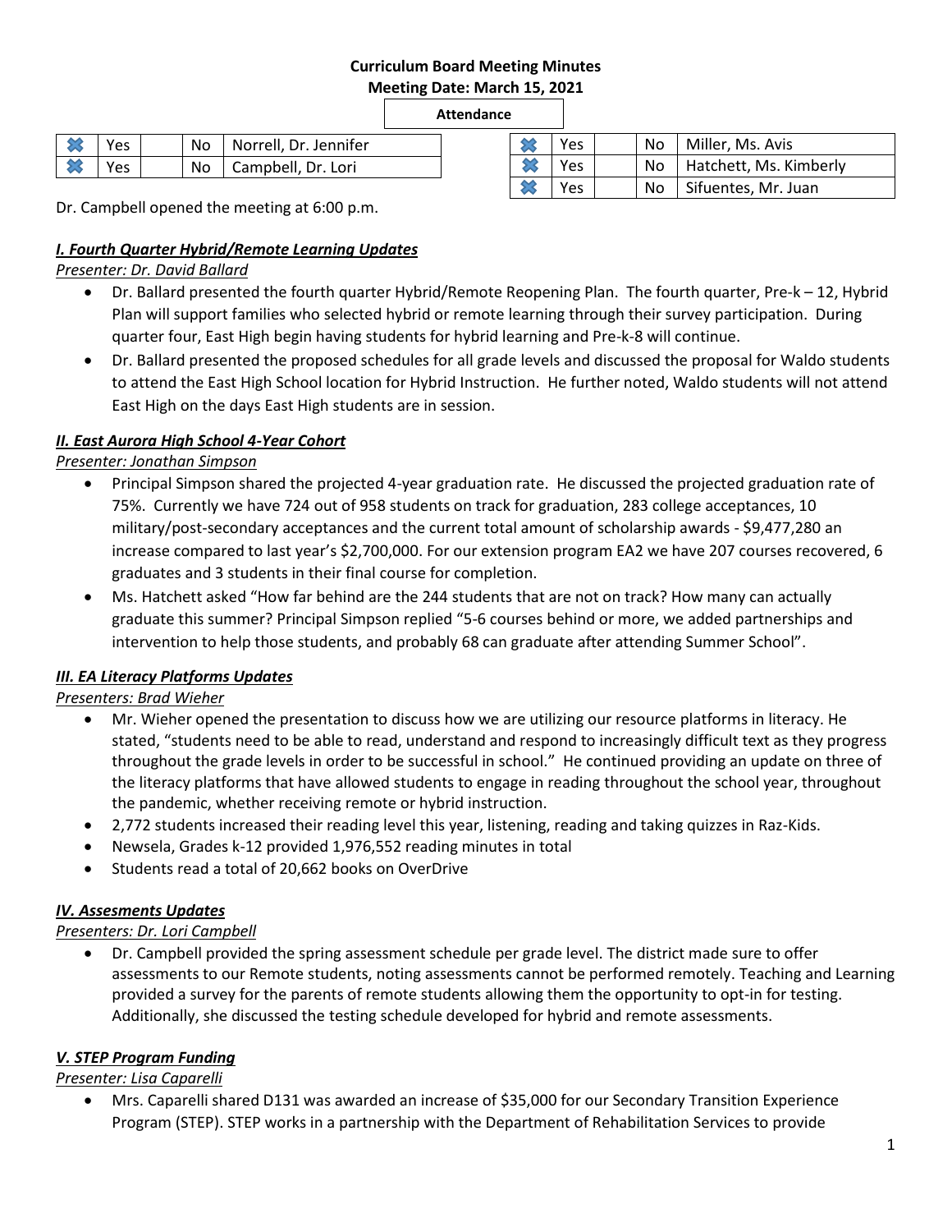**Curriculum Board Meeting Minutes**
**Meeting Date: March 15, 2021**

**Attendance**

| | | | | |
|---|---|---|---|---|
| ✖ | Yes | | No | Norrell, Dr. Jennifer |
| ✖ | Yes | | No | Campbell, Dr. Lori |

| | | | | |
|---|---|---|---|---|
| ✖ | Yes | | No | Miller, Ms. Avis |
| ✖ | Yes | | No | Hatchett, Ms. Kimberly |
| ✖ | Yes | | No | Sifuentes, Mr. Juan |

Dr. Campbell opened the meeting at 6:00 p.m.

***I. Fourth Quarter Hybrid/Remote Learning Updates***

*Presenter: Dr. David Ballard*

- Dr. Ballard presented the fourth quarter Hybrid/Remote Reopening Plan. The fourth quarter, Pre-k – 12, Hybrid Plan will support families who selected hybrid or remote learning through their survey participation. During quarter four, East High begin having students for hybrid learning and Pre-k-8 will continue.
- Dr. Ballard presented the proposed schedules for all grade levels and discussed the proposal for Waldo students to attend the East High School location for Hybrid Instruction. He further noted, Waldo students will not attend East High on the days East High students are in session.

***II. East Aurora High School 4-Year Cohort***

*Presenter: Jonathan Simpson*

- Principal Simpson shared the projected 4-year graduation rate. He discussed the projected graduation rate of 75%. Currently we have 724 out of 958 students on track for graduation, 283 college acceptances, 10 military/post-secondary acceptances and the current total amount of scholarship awards - $9,477,280 an increase compared to last year's $2,700,000. For our extension program EA2 we have 207 courses recovered, 6 graduates and 3 students in their final course for completion.
- Ms. Hatchett asked "How far behind are the 244 students that are not on track? How many can actually graduate this summer? Principal Simpson replied "5-6 courses behind or more, we added partnerships and intervention to help those students, and probably 68 can graduate after attending Summer School".

***III. EA Literacy Platforms Updates***

*Presenters: Brad Wieher*

- Mr. Wieher opened the presentation to discuss how we are utilizing our resource platforms in literacy. He stated, "students need to be able to read, understand and respond to increasingly difficult text as they progress throughout the grade levels in order to be successful in school." He continued providing an update on three of the literacy platforms that have allowed students to engage in reading throughout the school year, throughout the pandemic, whether receiving remote or hybrid instruction.
- 2,772 students increased their reading level this year, listening, reading and taking quizzes in Raz-Kids.
- Newsela, Grades k-12 provided 1,976,552 reading minutes in total
- Students read a total of 20,662 books on OverDrive

***IV. Assesments Updates***

*Presenters: Dr. Lori Campbell*

- Dr. Campbell provided the spring assessment schedule per grade level. The district made sure to offer assessments to our Remote students, noting assessments cannot be performed remotely. Teaching and Learning provided a survey for the parents of remote students allowing them the opportunity to opt-in for testing. Additionally, she discussed the testing schedule developed for hybrid and remote assessments.

***V. STEP Program Funding***

*Presenter: Lisa Caparelli*

- Mrs. Caparelli shared D131 was awarded an increase of $35,000 for our Secondary Transition Experience Program (STEP). STEP works in a partnership with the Department of Rehabilitation Services to provide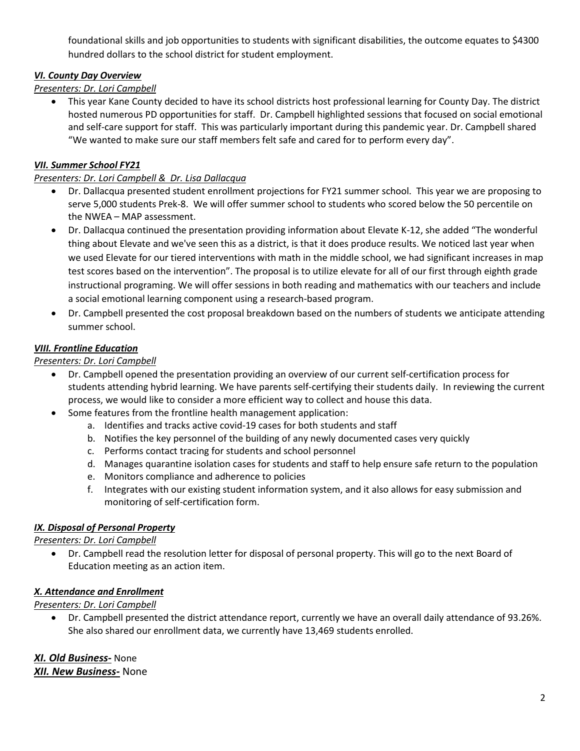foundational skills and job opportunities to students with significant disabilities, the outcome equates to $4300 hundred dollars to the school district for student employment.

### ***VI. County Day Overview***

*Presenters: Dr. Lori Campbell*

- This year Kane County decided to have its school districts host professional learning for County Day. The district hosted numerous PD opportunities for staff. Dr. Campbell highlighted sessions that focused on social emotional and self-care support for staff. This was particularly important during this pandemic year. Dr. Campbell shared "We wanted to make sure our staff members felt safe and cared for to perform every day".

### ***VII. Summer School FY21***

*Presenters: Dr. Lori Campbell & Dr. Lisa Dallacqua*

- Dr. Dallacqua presented student enrollment projections for FY21 summer school. This year we are proposing to serve 5,000 students Prek-8. We will offer summer school to students who scored below the 50 percentile on the NWEA – MAP assessment.
- Dr. Dallacqua continued the presentation providing information about Elevate K-12, she added "The wonderful thing about Elevate and we've seen this as a district, is that it does produce results. We noticed last year when we used Elevate for our tiered interventions with math in the middle school, we had significant increases in map test scores based on the intervention". The proposal is to utilize elevate for all of our first through eighth grade instructional programing. We will offer sessions in both reading and mathematics with our teachers and include a social emotional learning component using a research-based program.
- Dr. Campbell presented the cost proposal breakdown based on the numbers of students we anticipate attending summer school.

### ***VIII. Frontline Education***

*Presenters: Dr. Lori Campbell*

- Dr. Campbell opened the presentation providing an overview of our current self-certification process for students attending hybrid learning. We have parents self-certifying their students daily. In reviewing the current process, we would like to consider a more efficient way to collect and house this data.
- Some features from the frontline health management application:
    a. Identifies and tracks active covid-19 cases for both students and staff
    b. Notifies the key personnel of the building of any newly documented cases very quickly
    c. Performs contact tracing for students and school personnel
    d. Manages quarantine isolation cases for students and staff to help ensure safe return to the population
    e. Monitors compliance and adherence to policies
    f. Integrates with our existing student information system, and it also allows for easy submission and monitoring of self-certification form.

### ***IX. Disposal of Personal Property***

*Presenters: Dr. Lori Campbell*

- Dr. Campbell read the resolution letter for disposal of personal property. This will go to the next Board of Education meeting as an action item.

### ***X. Attendance and Enrollment***

*Presenters: Dr. Lori Campbell*

- Dr. Campbell presented the district attendance report, currently we have an overall daily attendance of 93.26%. She also shared our enrollment data, we currently have 13,469 students enrolled.

***XI. Old Business-*** None

***XII. New Business-*** None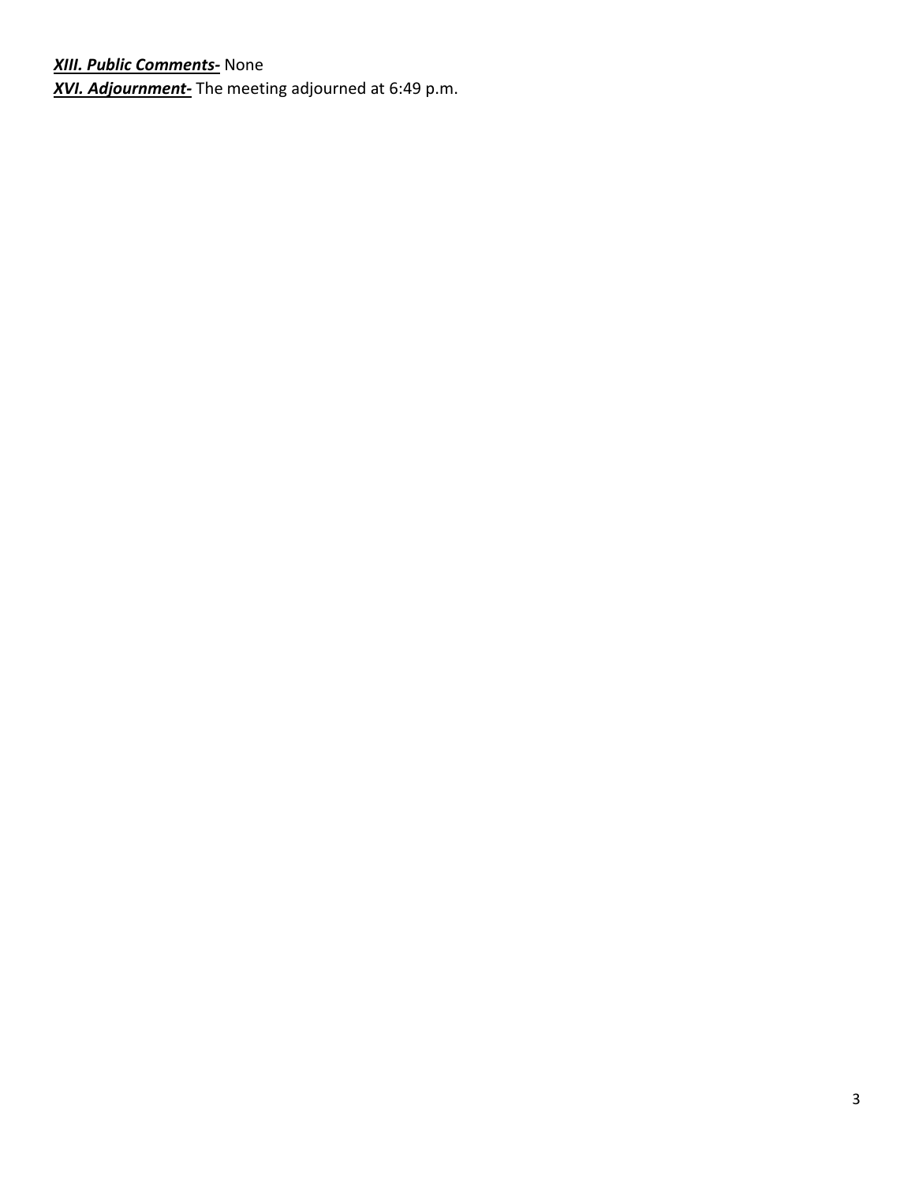***XIII. Public Comments-*** None

***XVI. Adjournment-*** The meeting adjourned at 6:49 p.m.